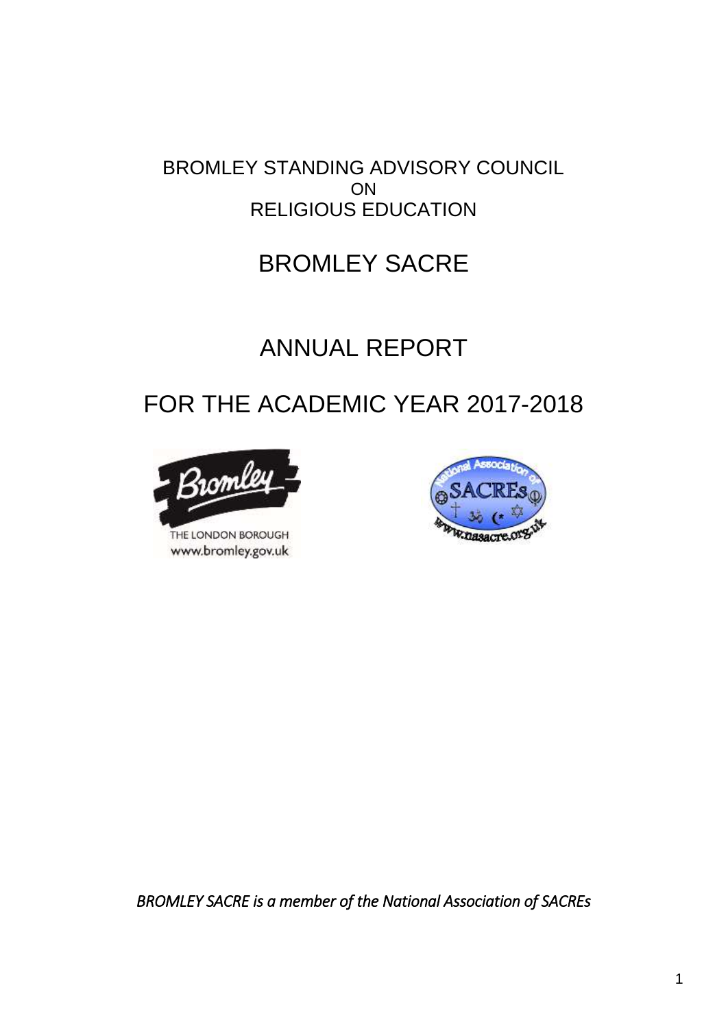BROMLEY STANDING ADVISORY COUNCIL
ON
RELIGIOUS EDUCATION

# BROMLEY SACRE

# ANNUAL REPORT

# FOR THE ACADEMIC YEAR 2017-2018

*BROMLEY SACRE is a member of the National Association of SACREs*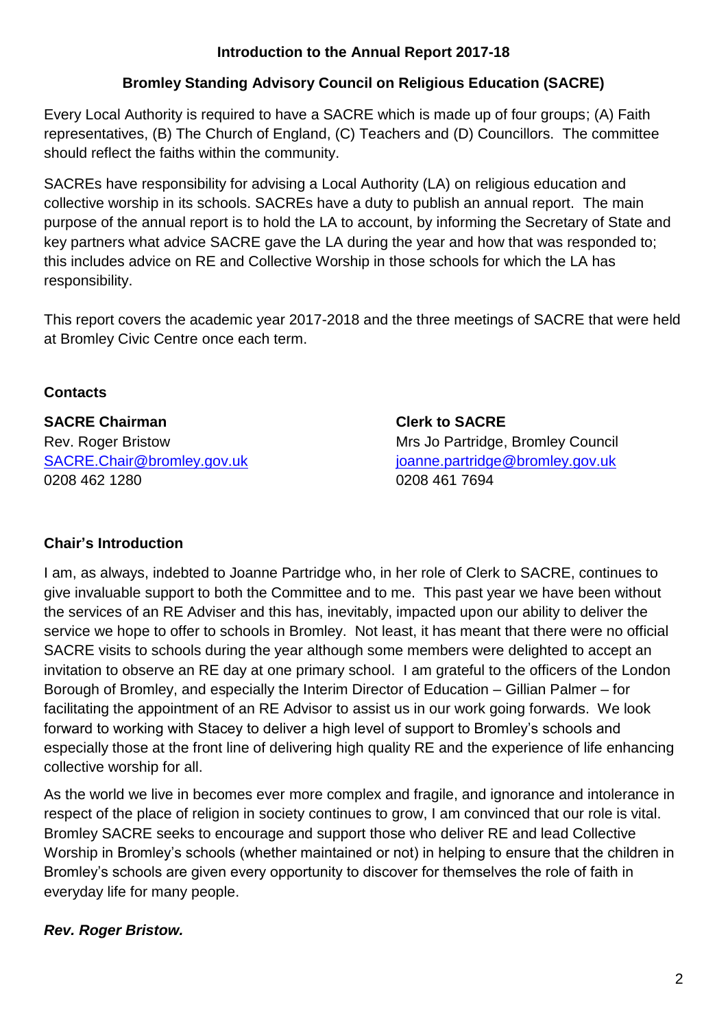## Introduction to the Annual Report 2017-18

## Bromley Standing Advisory Council on Religious Education (SACRE)

Every Local Authority is required to have a SACRE which is made up of four groups; (A) Faith representatives, (B) The Church of England, (C) Teachers and (D) Councillors. The committee should reflect the faiths within the community.

SACREs have responsibility for advising a Local Authority (LA) on religious education and collective worship in its schools. SACREs have a duty to publish an annual report. The main purpose of the annual report is to hold the LA to account, by informing the Secretary of State and key partners what advice SACRE gave the LA during the year and how that was responded to; this includes advice on RE and Collective Worship in those schools for which the LA has responsibility.

This report covers the academic year 2017-2018 and the three meetings of SACRE that were held at Bromley Civic Centre once each term.

### Contacts

**SACRE Chairman**
Rev. Roger Bristow
SACRE.Chair@bromley.gov.uk
0208 462 1280

**Clerk to SACRE**
Mrs Jo Partridge, Bromley Council
joanne.partridge@bromley.gov.uk
0208 461 7694

### Chair's Introduction

I am, as always, indebted to Joanne Partridge who, in her role of Clerk to SACRE, continues to give invaluable support to both the Committee and to me. This past year we have been without the services of an RE Adviser and this has, inevitably, impacted upon our ability to deliver the service we hope to offer to schools in Bromley. Not least, it has meant that there were no official SACRE visits to schools during the year although some members were delighted to accept an invitation to observe an RE day at one primary school. I am grateful to the officers of the London Borough of Bromley, and especially the Interim Director of Education – Gillian Palmer – for facilitating the appointment of an RE Advisor to assist us in our work going forwards. We look forward to working with Stacey to deliver a high level of support to Bromley's schools and especially those at the front line of delivering high quality RE and the experience of life enhancing collective worship for all.

As the world we live in becomes ever more complex and fragile, and ignorance and intolerance in respect of the place of religion in society continues to grow, I am convinced that our role is vital. Bromley SACRE seeks to encourage and support those who deliver RE and lead Collective Worship in Bromley's schools (whether maintained or not) in helping to ensure that the children in Bromley's schools are given every opportunity to discover for themselves the role of faith in everyday life for many people.

***Rev. Roger Bristow.***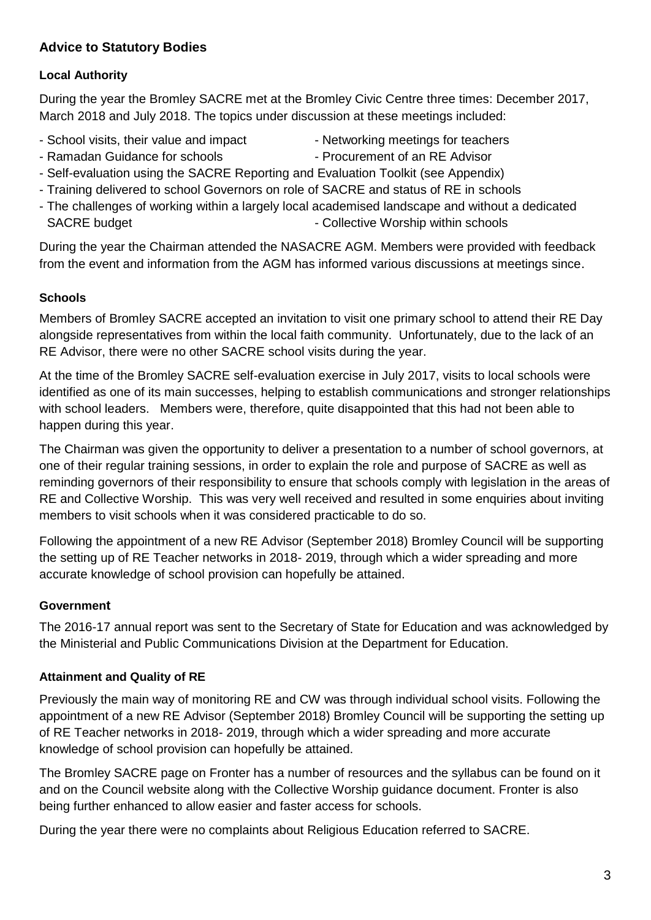## Advice to Statutory Bodies

### Local Authority

During the year the Bromley SACRE met at the Bromley Civic Centre three times: December 2017, March 2018 and July 2018. The topics under discussion at these meetings included:

- School visits, their value and impact
- Networking meetings for teachers
- Ramadan Guidance for schools
- Procurement of an RE Advisor
- Self-evaluation using the SACRE Reporting and Evaluation Toolkit (see Appendix)
- Training delivered to school Governors on role of SACRE and status of RE in schools
- The challenges of working within a largely local academised landscape and without a dedicated SACRE budget
- Collective Worship within schools

During the year the Chairman attended the NASACRE AGM. Members were provided with feedback from the event and information from the AGM has informed various discussions at meetings since.

### Schools

Members of Bromley SACRE accepted an invitation to visit one primary school to attend their RE Day alongside representatives from within the local faith community. Unfortunately, due to the lack of an RE Advisor, there were no other SACRE school visits during the year.

At the time of the Bromley SACRE self-evaluation exercise in July 2017, visits to local schools were identified as one of its main successes, helping to establish communications and stronger relationships with school leaders. Members were, therefore, quite disappointed that this had not been able to happen during this year.

The Chairman was given the opportunity to deliver a presentation to a number of school governors, at one of their regular training sessions, in order to explain the role and purpose of SACRE as well as reminding governors of their responsibility to ensure that schools comply with legislation in the areas of RE and Collective Worship. This was very well received and resulted in some enquiries about inviting members to visit schools when it was considered practicable to do so.

Following the appointment of a new RE Advisor (September 2018) Bromley Council will be supporting the setting up of RE Teacher networks in 2018- 2019, through which a wider spreading and more accurate knowledge of school provision can hopefully be attained.

### Government

The 2016-17 annual report was sent to the Secretary of State for Education and was acknowledged by the Ministerial and Public Communications Division at the Department for Education.

### Attainment and Quality of RE

Previously the main way of monitoring RE and CW was through individual school visits. Following the appointment of a new RE Advisor (September 2018) Bromley Council will be supporting the setting up of RE Teacher networks in 2018- 2019, through which a wider spreading and more accurate knowledge of school provision can hopefully be attained.

The Bromley SACRE page on Fronter has a number of resources and the syllabus can be found on it and on the Council website along with the Collective Worship guidance document. Fronter is also being further enhanced to allow easier and faster access for schools.

During the year there were no complaints about Religious Education referred to SACRE.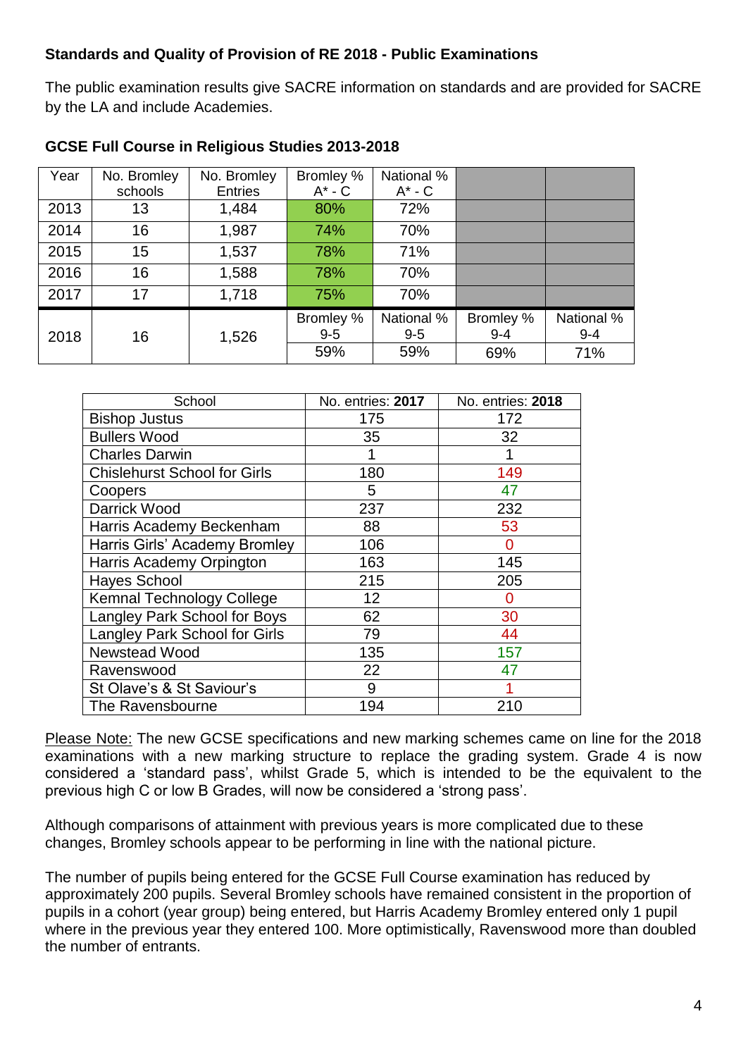**Standards and Quality of Provision of RE 2018 - Public Examinations**

The public examination results give SACRE information on standards and are provided for SACRE by the LA and include Academies.

**GCSE Full Course in Religious Studies 2013-2018**

| Year | No. Bromley schools | No. Bromley Entries | Bromley % A* - C | National % A* - C | | |
|---|---|---|---|---|---|---|
| 2013 | 13 | 1,484 | 80% | 72% | | |
| 2014 | 16 | 1,987 | 74% | 70% | | |
| 2015 | 15 | 1,537 | 78% | 71% | | |
| 2016 | 16 | 1,588 | 78% | 70% | | |
| 2017 | 17 | 1,718 | 75% | 70% | | |
| 2018 | 16 | 1,526 | Bromley % 9-5 | National % 9-5 | Bromley % 9-4 | National % 9-4 |
| | | | 59% | 59% | 69% | 71% |

| School | No. entries: **2017** | No. entries: **2018** |
|---|---|---|
| Bishop Justus | 175 | 172 |
| Bullers Wood | 35 | 32 |
| Charles Darwin | 1 | 1 |
| Chislehurst School for Girls | 180 | 149 |
| Coopers | 5 | 47 |
| Darrick Wood | 237 | 232 |
| Harris Academy Beckenham | 88 | 53 |
| Harris Girls' Academy Bromley | 106 | 0 |
| Harris Academy Orpington | 163 | 145 |
| Hayes School | 215 | 205 |
| Kemnal Technology College | 12 | 0 |
| Langley Park School for Boys | 62 | 30 |
| Langley Park School for Girls | 79 | 44 |
| Newstead Wood | 135 | 157 |
| Ravenswood | 22 | 47 |
| St Olave's & St Saviour's | 9 | 1 |
| The Ravensbourne | 194 | 210 |

Please Note: The new GCSE specifications and new marking schemes came on line for the 2018 examinations with a new marking structure to replace the grading system. Grade 4 is now considered a 'standard pass', whilst Grade 5, which is intended to be the equivalent to the previous high C or low B Grades, will now be considered a 'strong pass'.

Although comparisons of attainment with previous years is more complicated due to these changes, Bromley schools appear to be performing in line with the national picture.

The number of pupils being entered for the GCSE Full Course examination has reduced by approximately 200 pupils. Several Bromley schools have remained consistent in the proportion of pupils in a cohort (year group) being entered, but Harris Academy Bromley entered only 1 pupil where in the previous year they entered 100. More optimistically, Ravenswood more than doubled the number of entrants.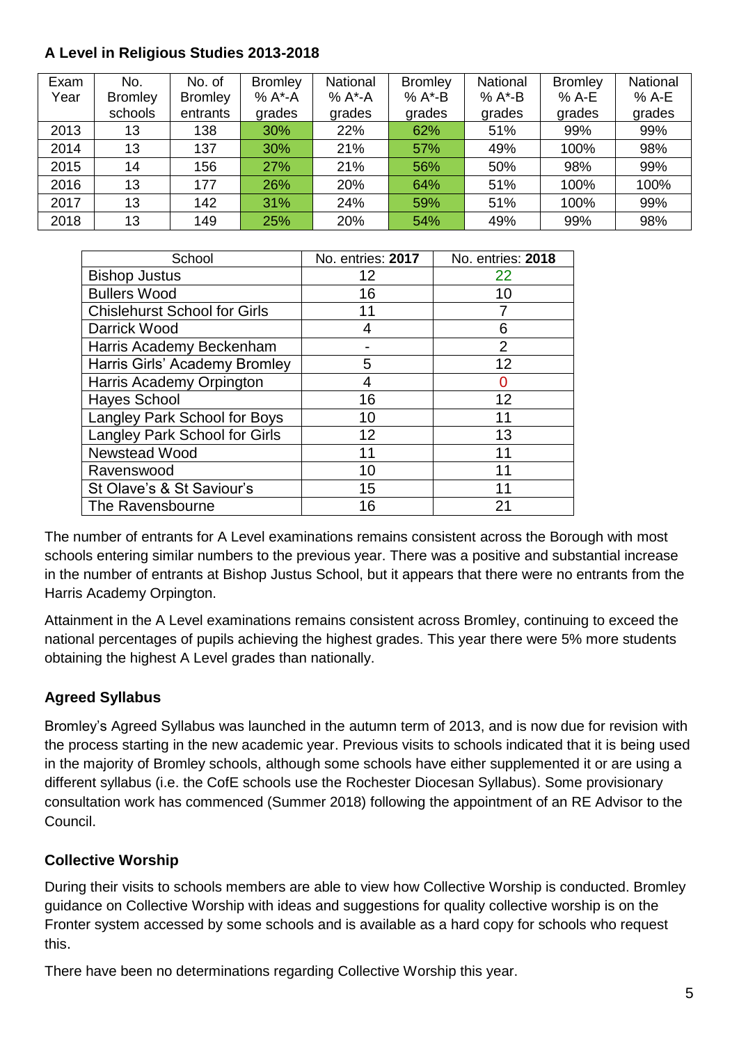**A Level in Religious Studies 2013-2018**

| Exam Year | No. Bromley schools | No. of Bromley entrants | Bromley % A*-A grades | National % A*-A grades | Bromley % A*-B grades | National % A*-B grades | Bromley % A-E grades | National % A-E grades |
|---|---|---|---|---|---|---|---|---|
| 2013 | 13 | 138 | 30% | 22% | 62% | 51% | 99% | 99% |
| 2014 | 13 | 137 | 30% | 21% | 57% | 49% | 100% | 98% |
| 2015 | 14 | 156 | 27% | 21% | 56% | 50% | 98% | 99% |
| 2016 | 13 | 177 | 26% | 20% | 64% | 51% | 100% | 100% |
| 2017 | 13 | 142 | 31% | 24% | 59% | 51% | 100% | 99% |
| 2018 | 13 | 149 | 25% | 20% | 54% | 49% | 99% | 98% |

| School | No. entries: **2017** | No. entries: **2018** |
|---|---|---|
| Bishop Justus | 12 | 22 |
| Bullers Wood | 16 | 10 |
| Chislehurst School for Girls | 11 | 7 |
| Darrick Wood | 4 | 6 |
| Harris Academy Beckenham | - | 2 |
| Harris Girls' Academy Bromley | 5 | 12 |
| Harris Academy Orpington | 4 | 0 |
| Hayes School | 16 | 12 |
| Langley Park School for Boys | 10 | 11 |
| Langley Park School for Girls | 12 | 13 |
| Newstead Wood | 11 | 11 |
| Ravenswood | 10 | 11 |
| St Olave's & St Saviour's | 15 | 11 |
| The Ravensbourne | 16 | 21 |

The number of entrants for A Level examinations remains consistent across the Borough with most schools entering similar numbers to the previous year. There was a positive and substantial increase in the number of entrants at Bishop Justus School, but it appears that there were no entrants from the Harris Academy Orpington.

Attainment in the A Level examinations remains consistent across Bromley, continuing to exceed the national percentages of pupils achieving the highest grades. This year there were 5% more students obtaining the highest A Level grades than nationally.

## Agreed Syllabus

Bromley's Agreed Syllabus was launched in the autumn term of 2013, and is now due for revision with the process starting in the new academic year. Previous visits to schools indicated that it is being used in the majority of Bromley schools, although some schools have either supplemented it or are using a different syllabus (i.e. the CofE schools use the Rochester Diocesan Syllabus). Some provisionary consultation work has commenced (Summer 2018) following the appointment of an RE Advisor to the Council.

## Collective Worship

During their visits to schools members are able to view how Collective Worship is conducted. Bromley guidance on Collective Worship with ideas and suggestions for quality collective worship is on the Fronter system accessed by some schools and is available as a hard copy for schools who request this.

There have been no determinations regarding Collective Worship this year.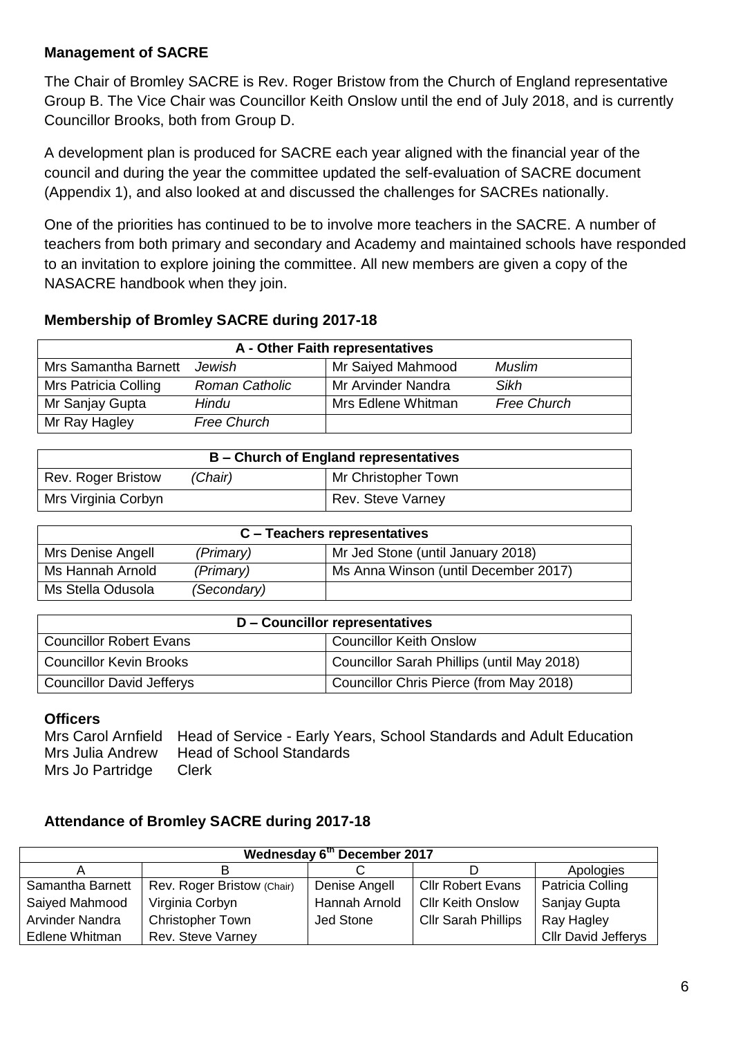### Management of SACRE

The Chair of Bromley SACRE is Rev. Roger Bristow from the Church of England representative Group B. The Vice Chair was Councillor Keith Onslow until the end of July 2018, and is currently Councillor Brooks, both from Group D.

A development plan is produced for SACRE each year aligned with the financial year of the council and during the year the committee updated the self-evaluation of SACRE document (Appendix 1), and also looked at and discussed the challenges for SACREs nationally.

One of the priorities has continued to be to involve more teachers in the SACRE. A number of teachers from both primary and secondary and Academy and maintained schools have responded to an invitation to explore joining the committee. All new members are given a copy of the NASACRE handbook when they join.

### Membership of Bromley SACRE during 2017-18

| A - Other Faith representatives | | | |
|---|---|---|---|
| Mrs Samantha Barnett | *Jewish* | Mr Saiyed Mahmood | *Muslim* |
| Mrs Patricia Colling | *Roman Catholic* | Mr Arvinder Nandra | *Sikh* |
| Mr Sanjay Gupta | *Hindu* | Mrs Edlene Whitman | *Free Church* |
| Mr Ray Hagley | *Free Church* | | |

| B – Church of England representatives | | |
|---|---|---|
| Rev. Roger Bristow | *(Chair)* | Mr Christopher Town |
| Mrs Virginia Corbyn | | Rev. Steve Varney |

| C – Teachers representatives | | |
|---|---|---|
| Mrs Denise Angell | *(Primary)* | Mr Jed Stone (until January 2018) |
| Ms Hannah Arnold | *(Primary)* | Ms Anna Winson (until December 2017) |
| Ms Stella Odusola | *(Secondary)* | |

| D – Councillor representatives | |
|---|---|
| Councillor Robert Evans | Councillor Keith Onslow |
| Councillor Kevin Brooks | Councillor Sarah Phillips (until May 2018) |
| Councillor David Jefferys | Councillor Chris Pierce (from May 2018) |

**Officers**

Mrs Carol Arnfield  Head of Service - Early Years, School Standards and Adult Education
Mrs Julia Andrew  Head of School Standards
Mrs Jo Partridge  Clerk

### Attendance of Bromley SACRE during 2017-18

| Wednesday 6th December 2017 | | | | |
|---|---|---|---|---|
| A | B | C | D | Apologies |
| Samantha Barnett | Rev. Roger Bristow (Chair) | Denise Angell | Cllr Robert Evans | Patricia Colling |
| Saiyed Mahmood | Virginia Corbyn | Hannah Arnold | Cllr Keith Onslow | Sanjay Gupta |
| Arvinder Nandra | Christopher Town | Jed Stone | Cllr Sarah Phillips | Ray Hagley |
| Edlene Whitman | Rev. Steve Varney | | | Cllr David Jefferys |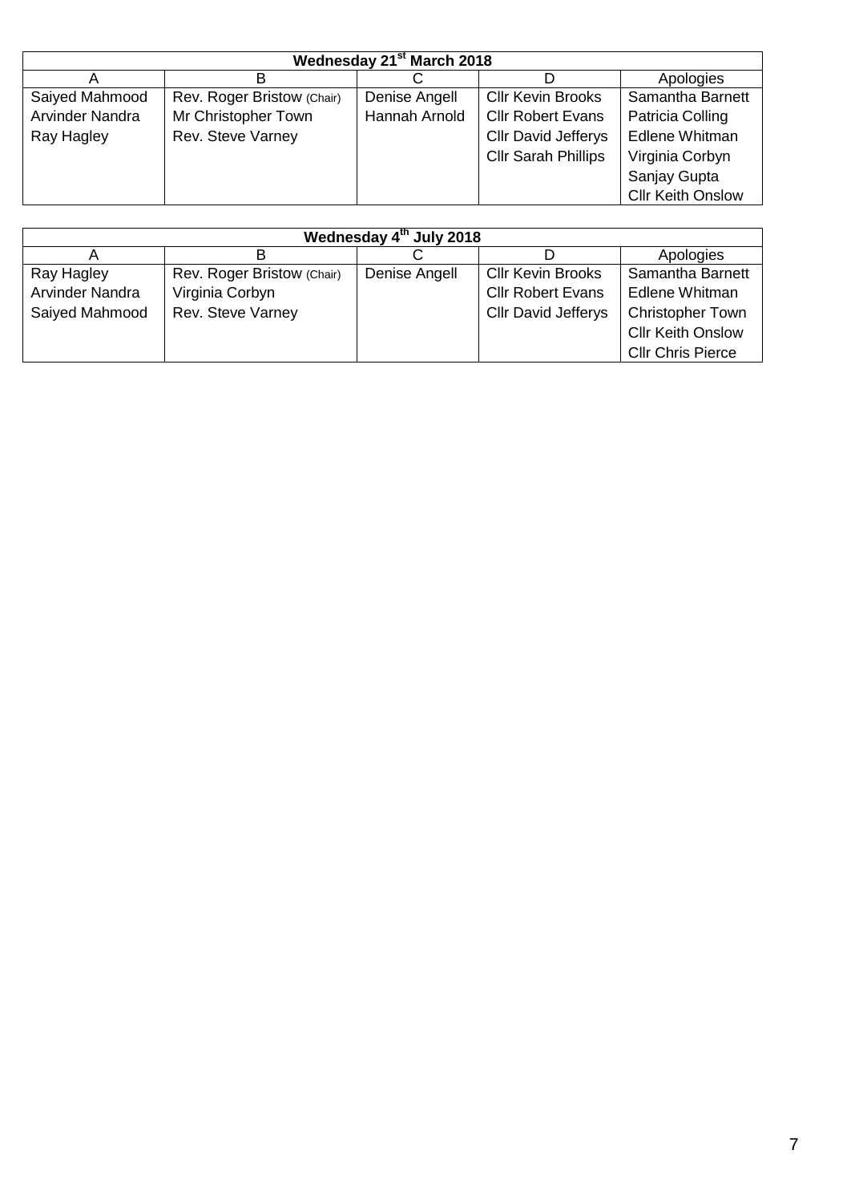| Wednesday 21st March 2018 | | | | |
|---|---|---|---|---|
| A | B | C | D | Apologies |
| Saiyed Mahmood | Rev. Roger Bristow (Chair) | Denise Angell | Cllr Kevin Brooks | Samantha Barnett |
| Arvinder Nandra | Mr Christopher Town | Hannah Arnold | Cllr Robert Evans | Patricia Colling |
| Ray Hagley | Rev. Steve Varney | | Cllr David Jefferys | Edlene Whitman |
| | | | Cllr Sarah Phillips | Virginia Corbyn |
| | | | | Sanjay Gupta |
| | | | | Cllr Keith Onslow |

| Wednesday 4th July 2018 | | | | |
|---|---|---|---|---|
| A | B | C | D | Apologies |
| Ray Hagley | Rev. Roger Bristow (Chair) | Denise Angell | Cllr Kevin Brooks | Samantha Barnett |
| Arvinder Nandra | Virginia Corbyn | | Cllr Robert Evans | Edlene Whitman |
| Saiyed Mahmood | Rev. Steve Varney | | Cllr David Jefferys | Christopher Town |
| | | | | Cllr Keith Onslow |
| | | | | Cllr Chris Pierce |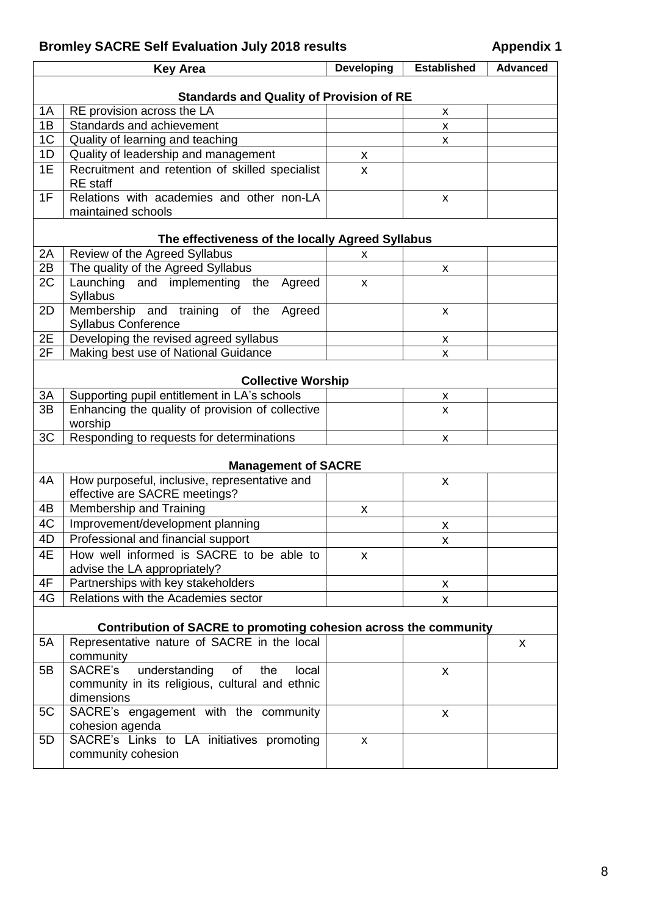## Bromley SACRE Self Evaluation July 2018 results

**Appendix 1**

| | Key Area | Developing | Established | Advanced |
|---|---|---|---|---|
| | **Standards and Quality of Provision of RE** | | | |
| 1A | RE provision across the LA | | x | |
| 1B | Standards and achievement | | x | |
| 1C | Quality of learning and teaching | | x | |
| 1D | Quality of leadership and management | x | | |
| 1E | Recruitment and retention of skilled specialist RE staff | x | | |
| 1F | Relations with academies and other non-LA maintained schools | | x | |
| | **The effectiveness of the locally Agreed Syllabus** | | | |
| 2A | Review of the Agreed Syllabus | x | | |
| 2B | The quality of the Agreed Syllabus | | x | |
| 2C | Launching and implementing the Agreed Syllabus | x | | |
| 2D | Membership and training of the Agreed Syllabus Conference | | x | |
| 2E | Developing the revised agreed syllabus | | x | |
| 2F | Making best use of National Guidance | | x | |
| | **Collective Worship** | | | |
| 3A | Supporting pupil entitlement in LA's schools | | x | |
| 3B | Enhancing the quality of provision of collective worship | | x | |
| 3C | Responding to requests for determinations | | x | |
| | **Management of SACRE** | | | |
| 4A | How purposeful, inclusive, representative and effective are SACRE meetings? | | x | |
| 4B | Membership and Training | x | | |
| 4C | Improvement/development planning | | x | |
| 4D | Professional and financial support | | x | |
| 4E | How well informed is SACRE to be able to advise the LA appropriately? | x | | |
| 4F | Partnerships with key stakeholders | | x | |
| 4G | Relations with the Academies sector | | x | |
| | **Contribution of SACRE to promoting cohesion across the community** | | | |
| 5A | Representative nature of SACRE in the local community | | | x |
| 5B | SACRE's understanding of the local community in its religious, cultural and ethnic dimensions | | x | |
| 5C | SACRE's engagement with the community cohesion agenda | | x | |
| 5D | SACRE's Links to LA initiatives promoting community cohesion | x | | |